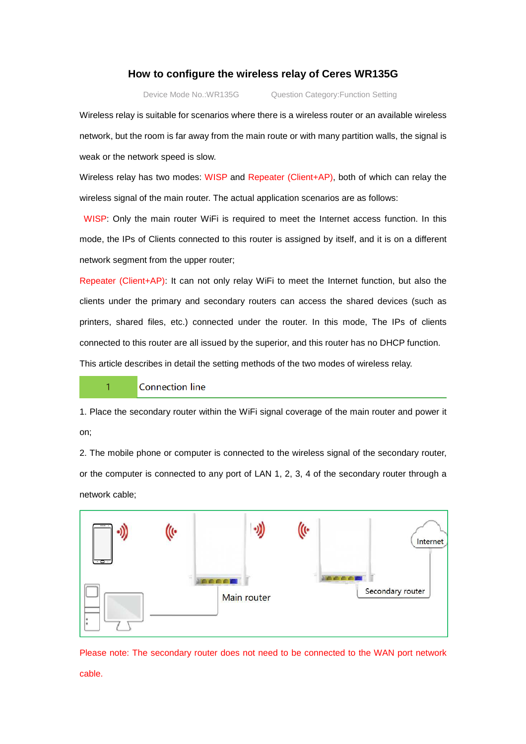# How to configure the wireless relay of Ceres WR135G

Device Mode No.:WR135G　　　Question Category:Function Setting

Wireless relay is suitable for scenarios where there is a wireless router or an available wireless network, but the room is far away from the main route or with many partition walls, the signal is weak or the network speed is slow.

Wireless relay has two modes: WISP and Repeater (Client+AP), both of which can relay the wireless signal of the main router. The actual application scenarios are as follows:

WISP: Only the main router WiFi is required to meet the Internet access function. In this mode, the IPs of Clients connected to this router is assigned by itself, and it is on a different network segment from the upper router;

Repeater (Client+AP): It can not only relay WiFi to meet the Internet function, but also the clients under the primary and secondary routers can access the shared devices (such as printers, shared files, etc.) connected under the router. In this mode, The IPs of clients connected to this router are all issued by the superior, and this router has no DHCP function.

This article describes in detail the setting methods of the two modes of wireless relay.

## 1 Connection line

1. Place the secondary router within the WiFi signal coverage of the main router and power it on;

2. The mobile phone or computer is connected to the wireless signal of the secondary router, or the computer is connected to any port of LAN 1, 2, 3, 4 of the secondary router through a network cable;

Please note: The secondary router does not need to be connected to the WAN port network cable.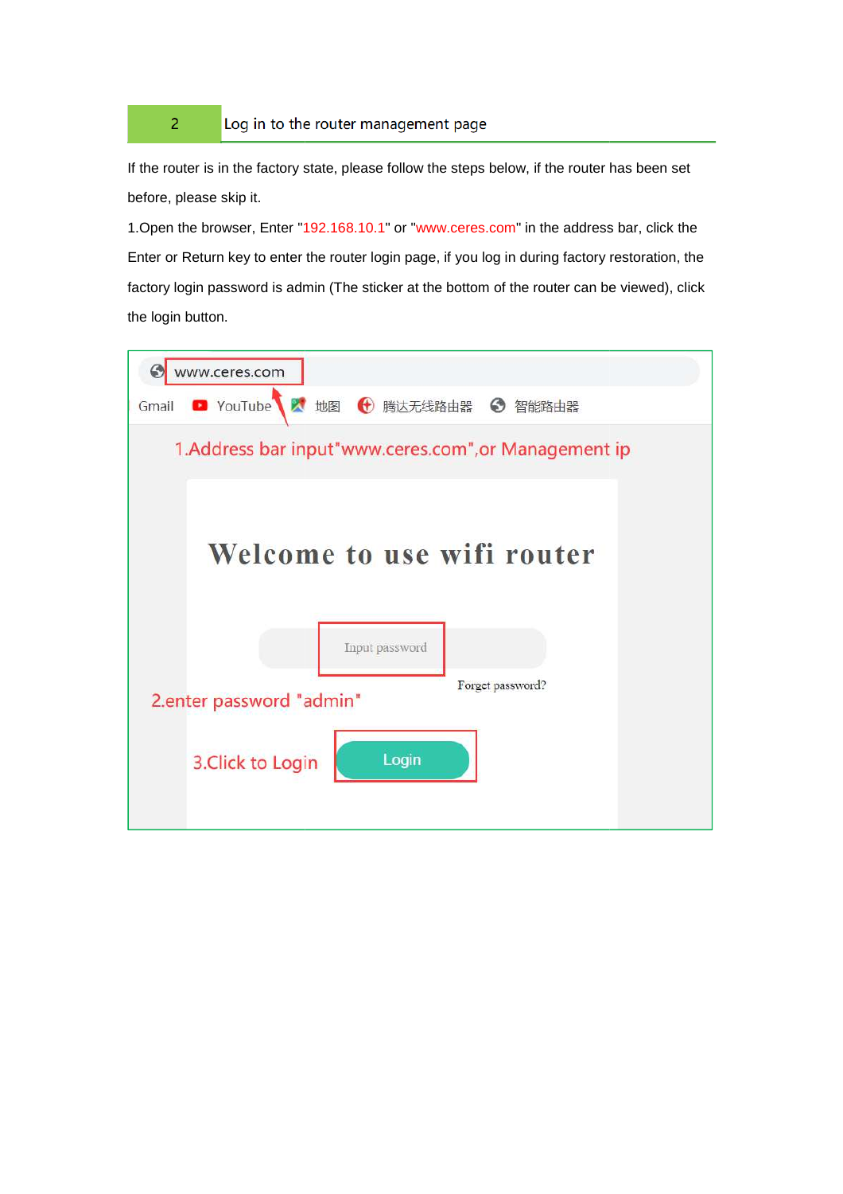## 2 Log in to the router management page

If the router is in the factory state, please follow the steps below, if the router has been set before, please skip it.

1.Open the browser, Enter "192.168.10.1" or "www.ceres.com" in the address bar, click the Enter or Return key to enter the router login page, if you log in during factory restoration, the factory login password is admin (The sticker at the bottom of the router can be viewed), click the login button.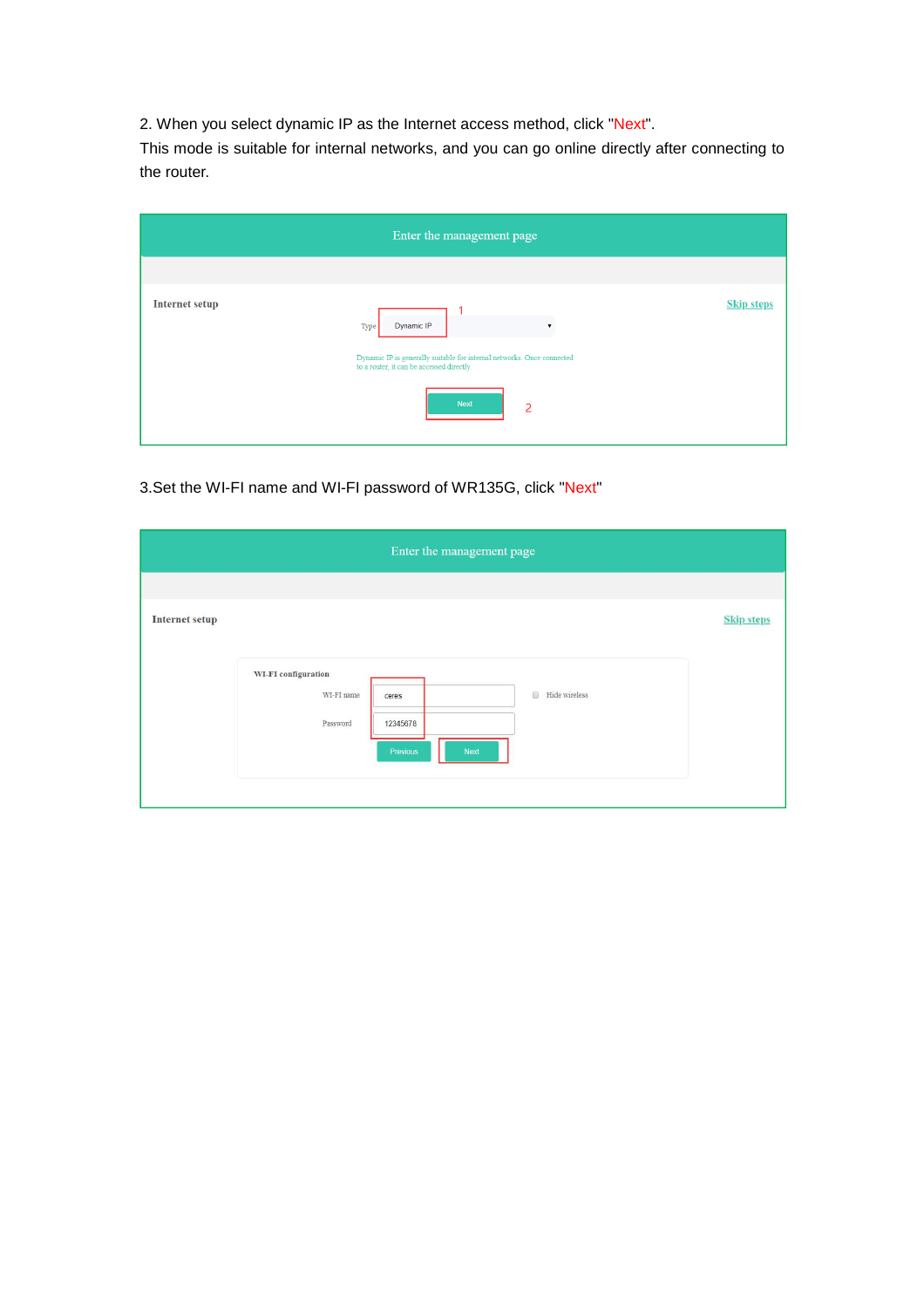2. When you select dynamic IP as the Internet access method, click "Next".
This mode is suitable for internal networks, and you can go online directly after connecting to the router.

3.Set the WI-FI name and WI-FI password of WR135G, click "Next"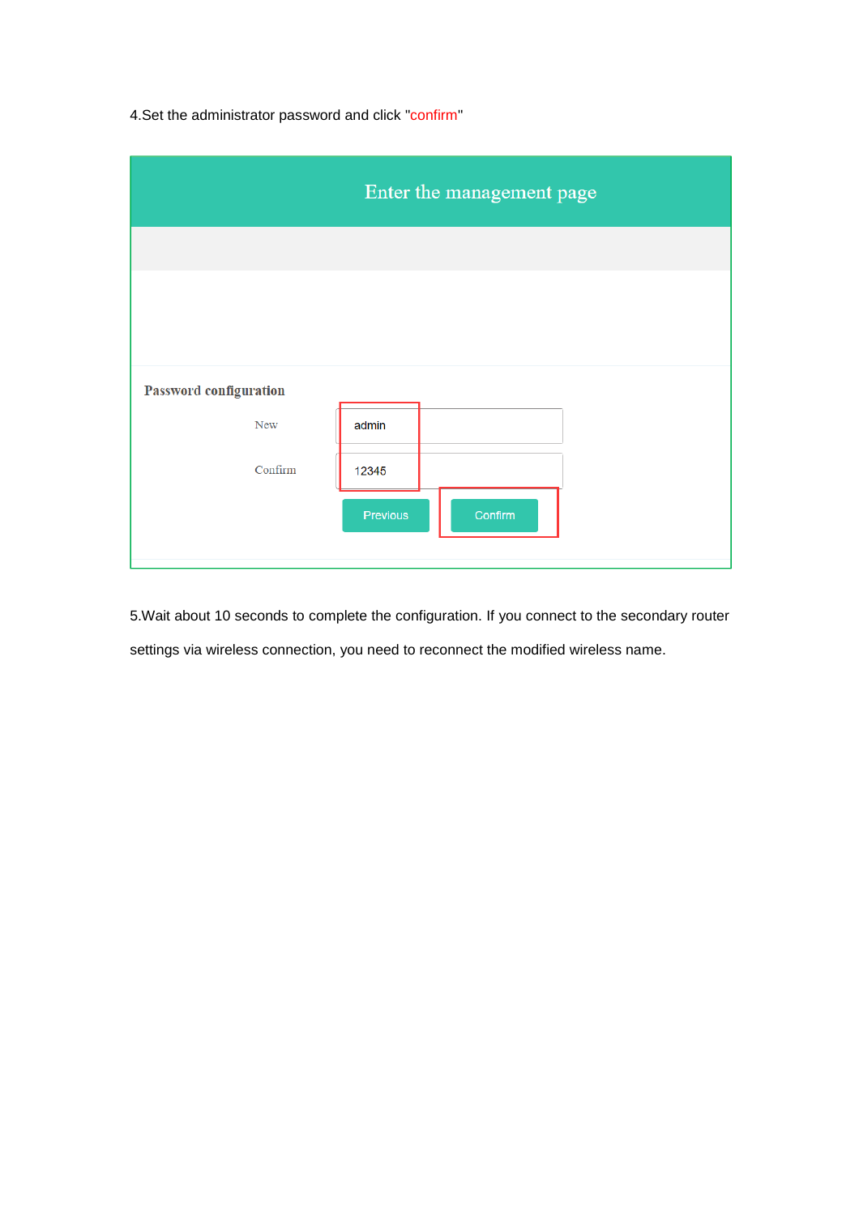4.Set the administrator password and click "confirm"

Enter the management page

Password configuration

New admin

Confirm 12345

Previous Confirm

5.Wait about 10 seconds to complete the configuration. If you connect to the secondary router settings via wireless connection, you need to reconnect the modified wireless name.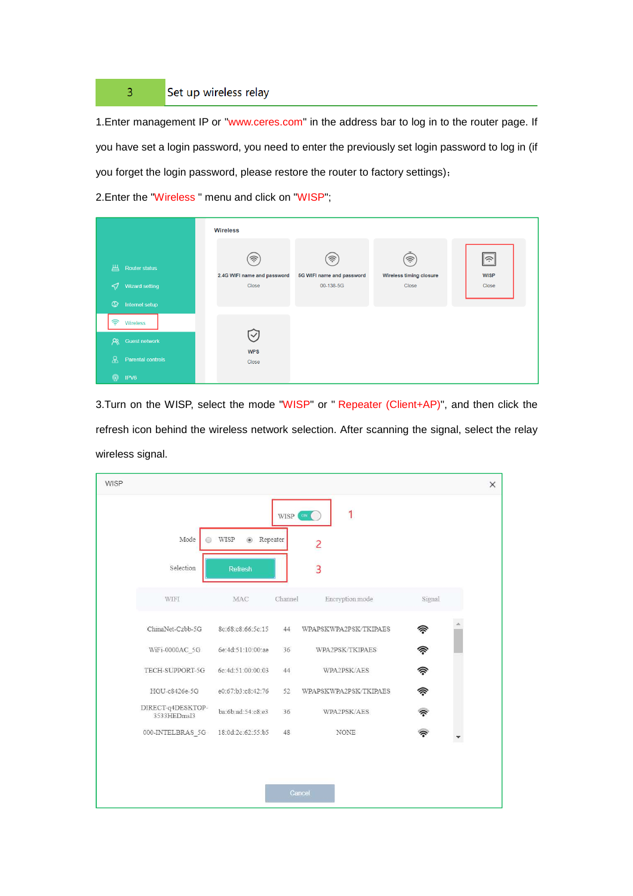## 3 Set up wireless relay

1.Enter management IP or "www.ceres.com" in the address bar to log in to the router page. If you have set a login password, you need to enter the previously set login password to log in (if you forget the login password, please restore the router to factory settings)；

2.Enter the "Wireless " menu and click on "WISP";

3.Turn on the WISP, select the mode "WISP" or " Repeater (Client+AP)", and then click the refresh icon behind the wireless network selection. After scanning the signal, select the relay wireless signal.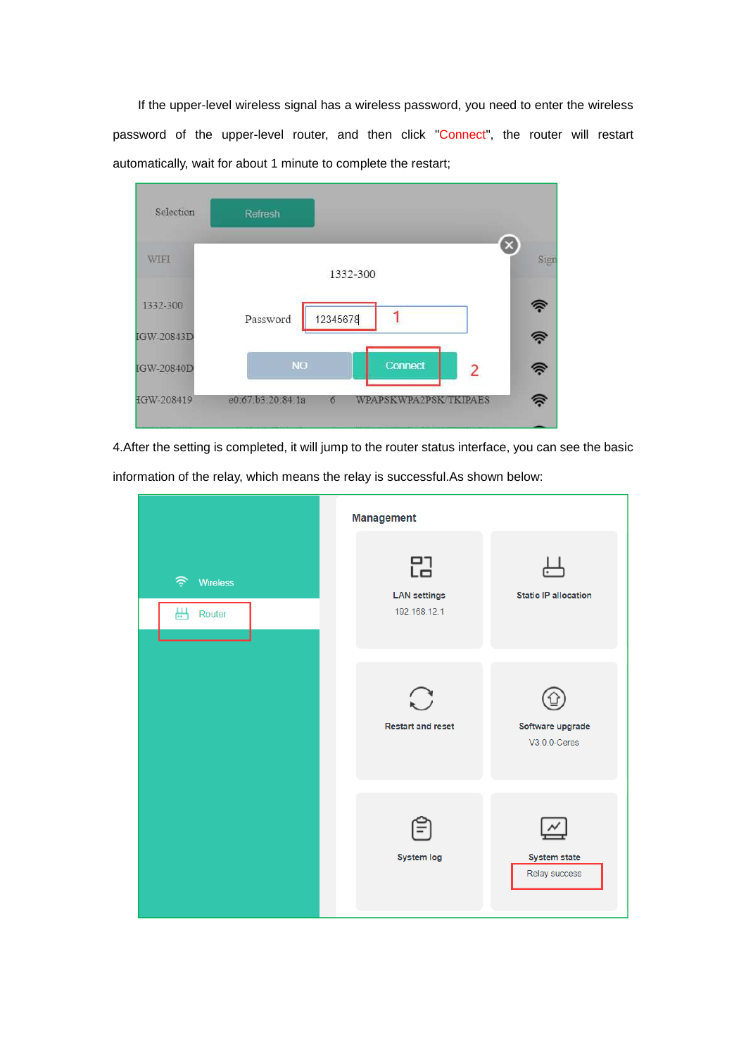If the upper-level wireless signal has a wireless password, you need to enter the wireless password of the upper-level router, and then click "Connect", the router will restart automatically, wait for about 1 minute to complete the restart;

4.After the setting is completed, it will jump to the router status interface, you can see the basic information of the relay, which means the relay is successful.As shown below: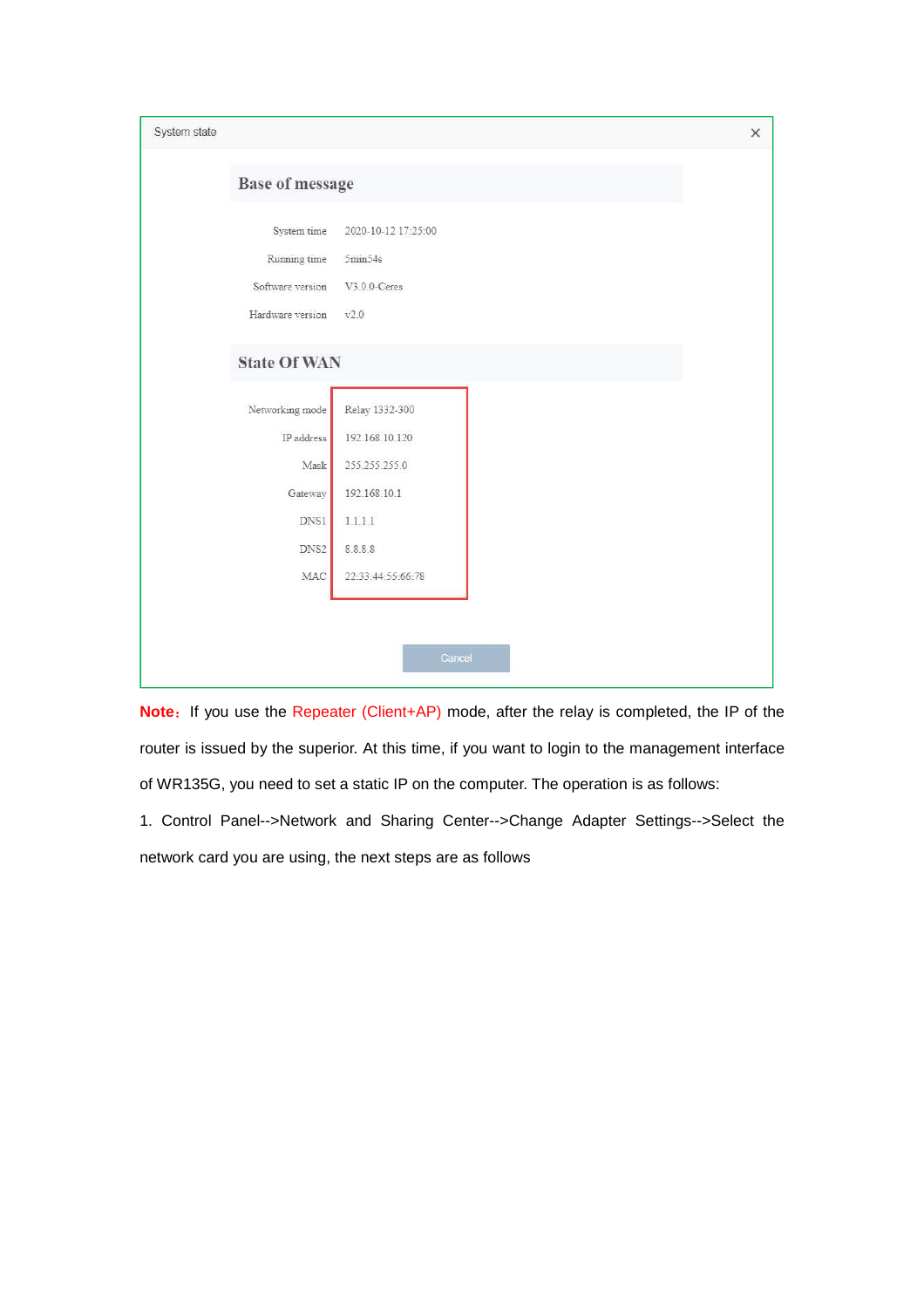System state

## Base of message

| | |
|---|---|
| System time | 2020-10-12 17:25:00 |
| Running time | 5min54s |
| Software version | V3.0.0-Ceres |
| Hardware version | v2.0 |

## State Of WAN

| | |
|---|---|
| Networking mode | Relay 1332-300 |
| IP address | 192.168.10.120 |
| Mask | 255.255.255.0 |
| Gateway | 192.168.10.1 |
| DNS1 | 1.1.1.1 |
| DNS2 | 8.8.8.8 |
| MAC | 22:33:44:55:66:78 |

Cancel

**Note：** If you use the Repeater (Client+AP) mode, after the relay is completed, the IP of the router is issued by the superior. At this time, if you want to login to the management interface of WR135G, you need to set a static IP on the computer. The operation is as follows:

1. Control Panel-->Network and Sharing Center-->Change Adapter Settings-->Select the network card you are using, the next steps are as follows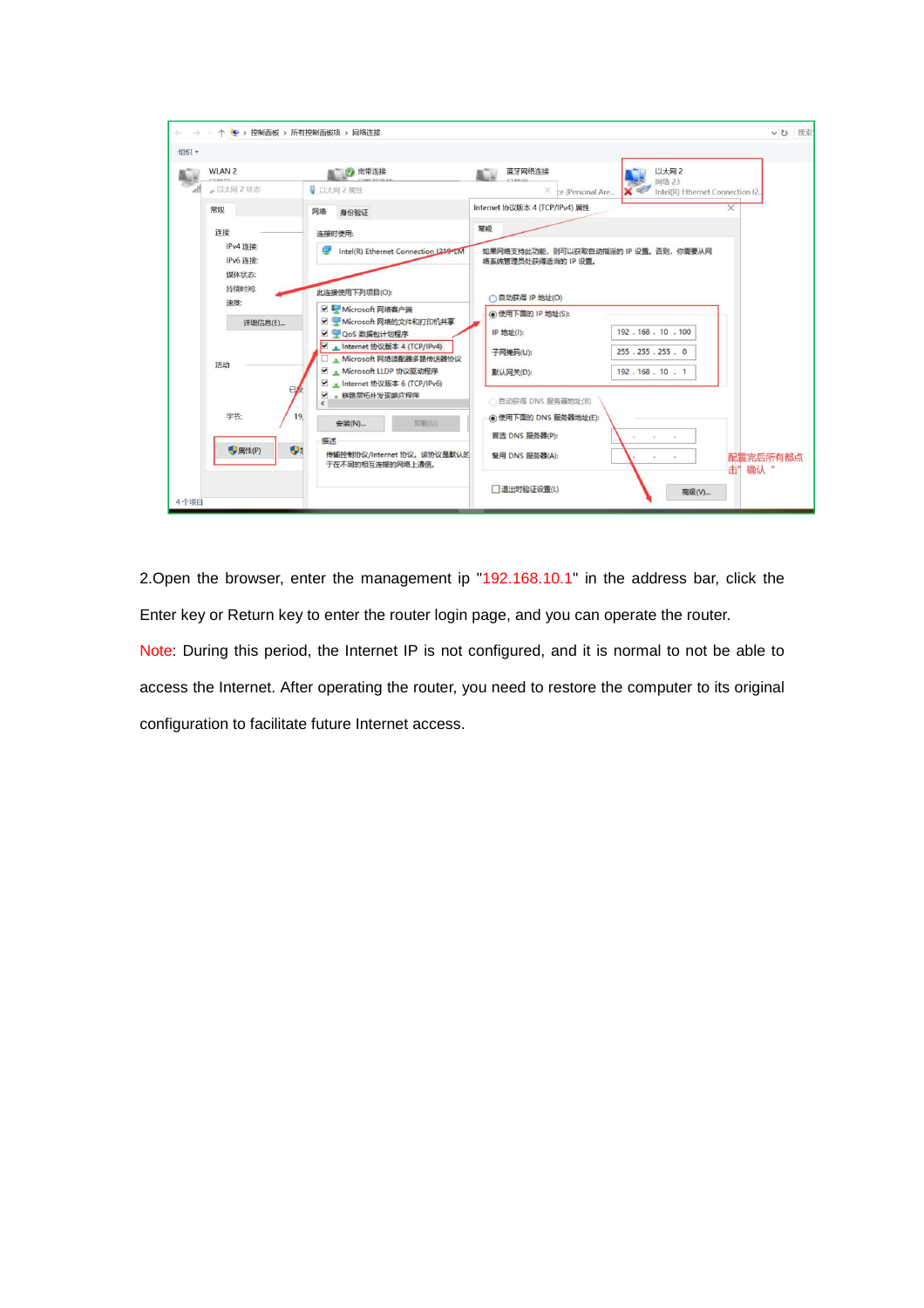2.Open the browser, enter the management ip "192.168.10.1" in the address bar, click the Enter key or Return key to enter the router login page, and you can operate the router.

Note: During this period, the Internet IP is not configured, and it is normal to not be able to access the Internet. After operating the router, you need to restore the computer to its original configuration to facilitate future Internet access.